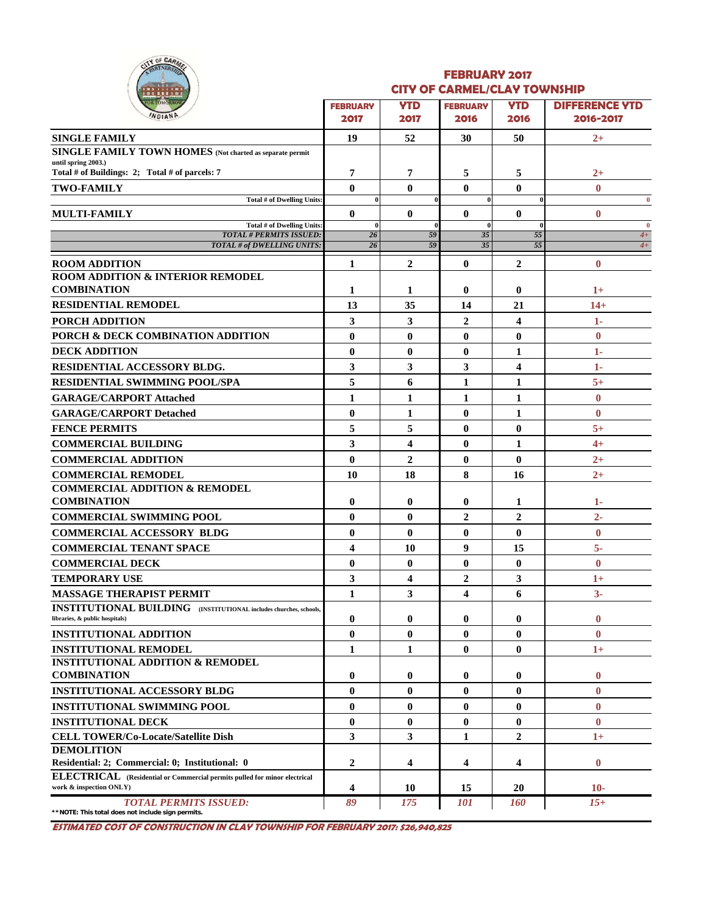# FEBRUARY 2017
## CITY OF CARMEL/CLAY TOWNSHIP

| | FEBRUARY 2017 | YTD 2017 | FEBRUARY 2016 | YTD 2016 | DIFFERENCE YTD 2016-2017 |
|---|---|---|---|---|---|
| **SINGLE FAMILY** | 19 | 52 | 30 | 50 | 2+ |
| **SINGLE FAMILY TOWN HOMES** (Not charted as separate permit until spring 2003.) Total # of Buildings: 2; Total # of parcels: 7 | 7 | 7 | 5 | 5 | 2+ |
| **TWO-FAMILY** | 0 | 0 | 0 | 0 | 0 |
| Total # of Dwelling Units: | 0 | 0 | 0 | 0 | 0 |
| **MULTI-FAMILY** | 0 | 0 | 0 | 0 | 0 |
| Total # of Dwelling Units: | 0 | 0 | 0 | 0 | 0 |
| *TOTAL # PERMITS ISSUED:* | *26* | *59* | *35* | *55* | *4+* |
| *TOTAL # of DWELLING UNITS:* | *26* | *59* | *35* | *55* | *4+* |
| **ROOM ADDITION** | 1 | 2 | 0 | 2 | 0 |
| **ROOM ADDITION & INTERIOR REMODEL COMBINATION** | 1 | 1 | 0 | 0 | 1+ |
| **RESIDENTIAL REMODEL** | 13 | 35 | 14 | 21 | 14+ |
| **PORCH ADDITION** | 3 | 3 | 2 | 4 | 1- |
| **PORCH & DECK COMBINATION ADDITION** | 0 | 0 | 0 | 0 | 0 |
| **DECK ADDITION** | 0 | 0 | 0 | 1 | 1- |
| **RESIDENTIAL ACCESSORY BLDG.** | 3 | 3 | 3 | 4 | 1- |
| **RESIDENTIAL SWIMMING POOL/SPA** | 5 | 6 | 1 | 1 | 5+ |
| **GARAGE/CARPORT Attached** | 1 | 1 | 1 | 1 | 0 |
| **GARAGE/CARPORT Detached** | 0 | 1 | 0 | 1 | 0 |
| **FENCE PERMITS** | 5 | 5 | 0 | 0 | 5+ |
| **COMMERCIAL BUILDING** | 3 | 4 | 0 | 1 | 4+ |
| **COMMERCIAL ADDITION** | 0 | 2 | 0 | 0 | 2+ |
| **COMMERCIAL REMODEL** | 10 | 18 | 8 | 16 | 2+ |
| **COMMERCIAL ADDITION & REMODEL COMBINATION** | 0 | 0 | 0 | 1 | 1- |
| **COMMERCIAL SWIMMING POOL** | 0 | 0 | 2 | 2 | 2- |
| **COMMERCIAL ACCESSORY BLDG** | 0 | 0 | 0 | 0 | 0 |
| **COMMERCIAL TENANT SPACE** | 4 | 10 | 9 | 15 | 5- |
| **COMMERCIAL DECK** | 0 | 0 | 0 | 0 | 0 |
| **TEMPORARY USE** | 3 | 4 | 2 | 3 | 1+ |
| **MASSAGE THERAPIST PERMIT** | 1 | 3 | 4 | 6 | 3- |
| **INSTITUTIONAL BUILDING** (INSTITUTIONAL includes churches, schools, libraries, & public hospitals) | 0 | 0 | 0 | 0 | 0 |
| **INSTITUTIONAL ADDITION** | 0 | 0 | 0 | 0 | 0 |
| **INSTITUTIONAL REMODEL** | 1 | 1 | 0 | 0 | 1+ |
| **INSTITUTIONAL ADDITION & REMODEL COMBINATION** | 0 | 0 | 0 | 0 | 0 |
| **INSTITUTIONAL ACCESSORY BLDG** | 0 | 0 | 0 | 0 | 0 |
| **INSTITUTIONAL SWIMMING POOL** | 0 | 0 | 0 | 0 | 0 |
| **INSTITUTIONAL DECK** | 0 | 0 | 0 | 0 | 0 |
| **CELL TOWER/Co-Locate/Satellite Dish** | 3 | 3 | 1 | 2 | 1+ |
| **DEMOLITION** Residential: 2; Commercial: 0; Institutional: 0 | 2 | 4 | 4 | 4 | 0 |
| **ELECTRICAL** (Residential or Commercial permits pulled for minor electrical work & inspection ONLY) | 4 | 10 | 15 | 20 | 10- |
| *TOTAL PERMITS ISSUED:* | *89* | *175* | *101* | *160* | *15+* |

**NOTE: This total does not include sign permits.

***ESTIMATED COST OF CONSTRUCTION IN CLAY TOWNSHIP FOR FEBRUARY 2017: $26,940,825***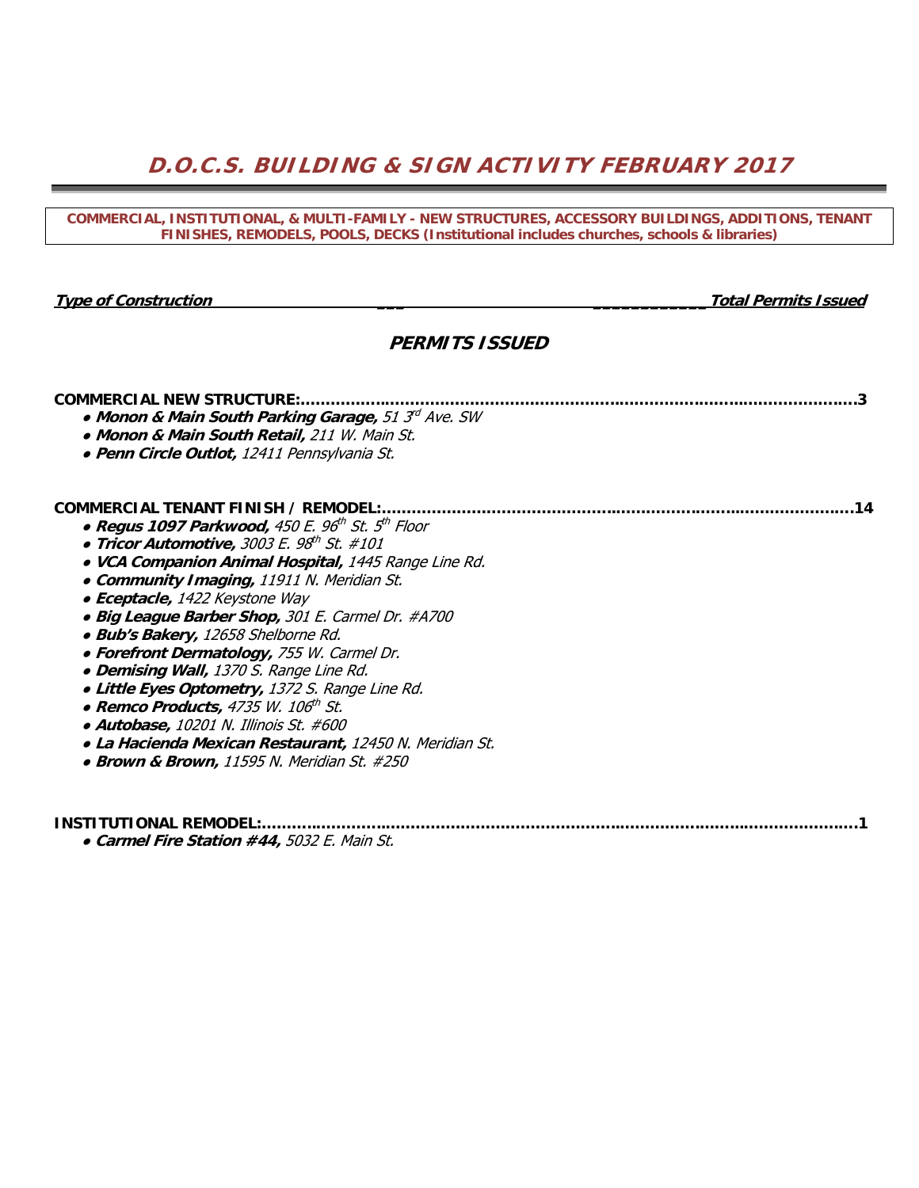# D.O.C.S. BUILDING & SIGN ACTIVITY FEBRUARY 2017

**COMMERCIAL, INSTITUTIONAL, & MULTI-FAMILY - NEW STRUCTURES, ACCESSORY BUILDINGS, ADDITIONS, TENANT FINISHES, REMODELS, POOLS, DECKS (Institutional includes churches, schools & libraries)**

***Type of Construction*** ***Total Permits Issued***

## *PERMITS ISSUED*

**COMMERCIAL NEW STRUCTURE:............................................................................................................3**

- ***Monon & Main South Parking Garage,*** *51 3rd Ave. SW*
- ***Monon & Main South Retail,*** *211 W. Main St.*
- ***Penn Circle Outlot,*** *12411 Pennsylvania St.*

**COMMERCIAL TENANT FINISH / REMODEL:..........................................................................................14**

- ***Regus 1097 Parkwood,*** *450 E. 96th St. 5th Floor*
- ***Tricor Automotive,*** *3003 E. 98th St. #101*
- ***VCA Companion Animal Hospital,*** *1445 Range Line Rd.*
- ***Community Imaging,*** *11911 N. Meridian St.*
- ***Eceptacle,*** *1422 Keystone Way*
- ***Big League Barber Shop,*** *301 E. Carmel Dr. #A700*
- ***Bub's Bakery,*** *12658 Shelborne Rd.*
- ***Forefront Dermatology,*** *755 W. Carmel Dr.*
- ***Demising Wall,*** *1370 S. Range Line Rd.*
- ***Little Eyes Optometry,*** *1372 S. Range Line Rd.*
- ***Remco Products,*** *4735 W. 106th St.*
- ***Autobase,*** *10201 N. Illinois St. #600*
- ***La Hacienda Mexican Restaurant,*** *12450 N. Meridian St.*
- ***Brown & Brown,*** *11595 N. Meridian St. #250*

**INSTITUTIONAL REMODEL:.....................................................................................................................1**

- ***Carmel Fire Station #44,*** *5032 E. Main St.*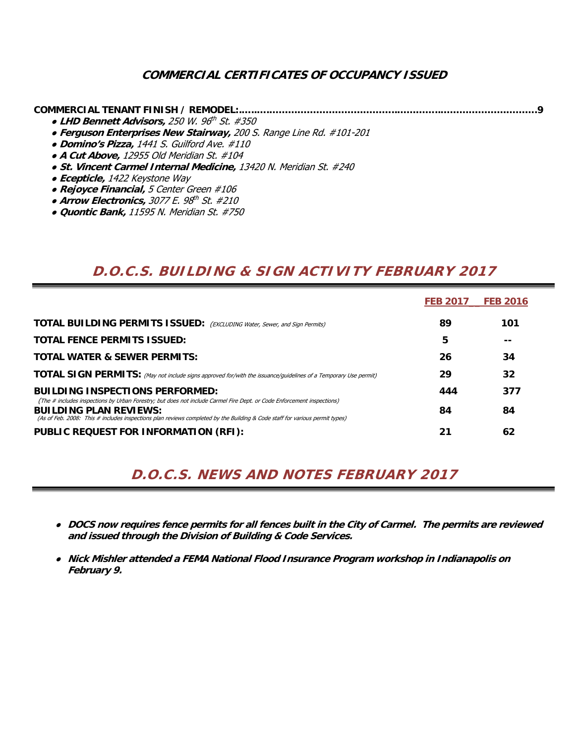## COMMERCIAL CERTIFICATES OF OCCUPANCY ISSUED

**COMMERCIAL TENANT FINISH / REMODEL:.......................................................................................................9**

- ***LHD Bennett Advisors,*** *250 W. 96th St. #350*
- ***Ferguson Enterprises New Stairway,*** *200 S. Range Line Rd. #101-201*
- ***Domino's Pizza,*** *1441 S. Guilford Ave. #110*
- ***A Cut Above,*** *12955 Old Meridian St. #104*
- ***St. Vincent Carmel Internal Medicine,*** *13420 N. Meridian St. #240*
- ***Ecepticle,*** *1422 Keystone Way*
- ***Rejoyce Financial,*** *5 Center Green #106*
- ***Arrow Electronics,*** *3077 E. 98th St. #210*
- ***Quontic Bank,*** *11595 N. Meridian St. #750*

## D.O.C.S. BUILDING & SIGN ACTIVITY FEBRUARY 2017

| | FEB 2017 | FEB 2016 |
|---|---|---|
| **TOTAL BUILDING PERMITS ISSUED:** *(EXCLUDING Water, Sewer, and Sign Permits)* | **89** | **101** |
| **TOTAL FENCE PERMITS ISSUED:** | **5** | **--** |
| **TOTAL WATER & SEWER PERMITS:** | **26** | **34** |
| **TOTAL SIGN PERMITS:** *(May not include signs approved for/with the issuance/guidelines of a Temporary Use permit)* | **29** | **32** |
| **BUILDING INSPECTIONS PERFORMED:** *(The # includes inspections by Urban Forestry; but does not include Carmel Fire Dept. or Code Enforcement inspections)* | **444** | **377** |
| **BUILDING PLAN REVIEWS:** *(As of Feb. 2008: This # includes inspections plan reviews completed by the Building & Code staff for various permit types)* | **84** | **84** |
| **PUBLIC REQUEST FOR INFORMATION (RFI):** | **21** | **62** |

## D.O.C.S. NEWS AND NOTES FEBRUARY 2017

- ***DOCS now requires fence permits for all fences built in the City of Carmel. The permits are reviewed and issued through the Division of Building & Code Services.***
- ***Nick Mishler attended a FEMA National Flood Insurance Program workshop in Indianapolis on February 9.***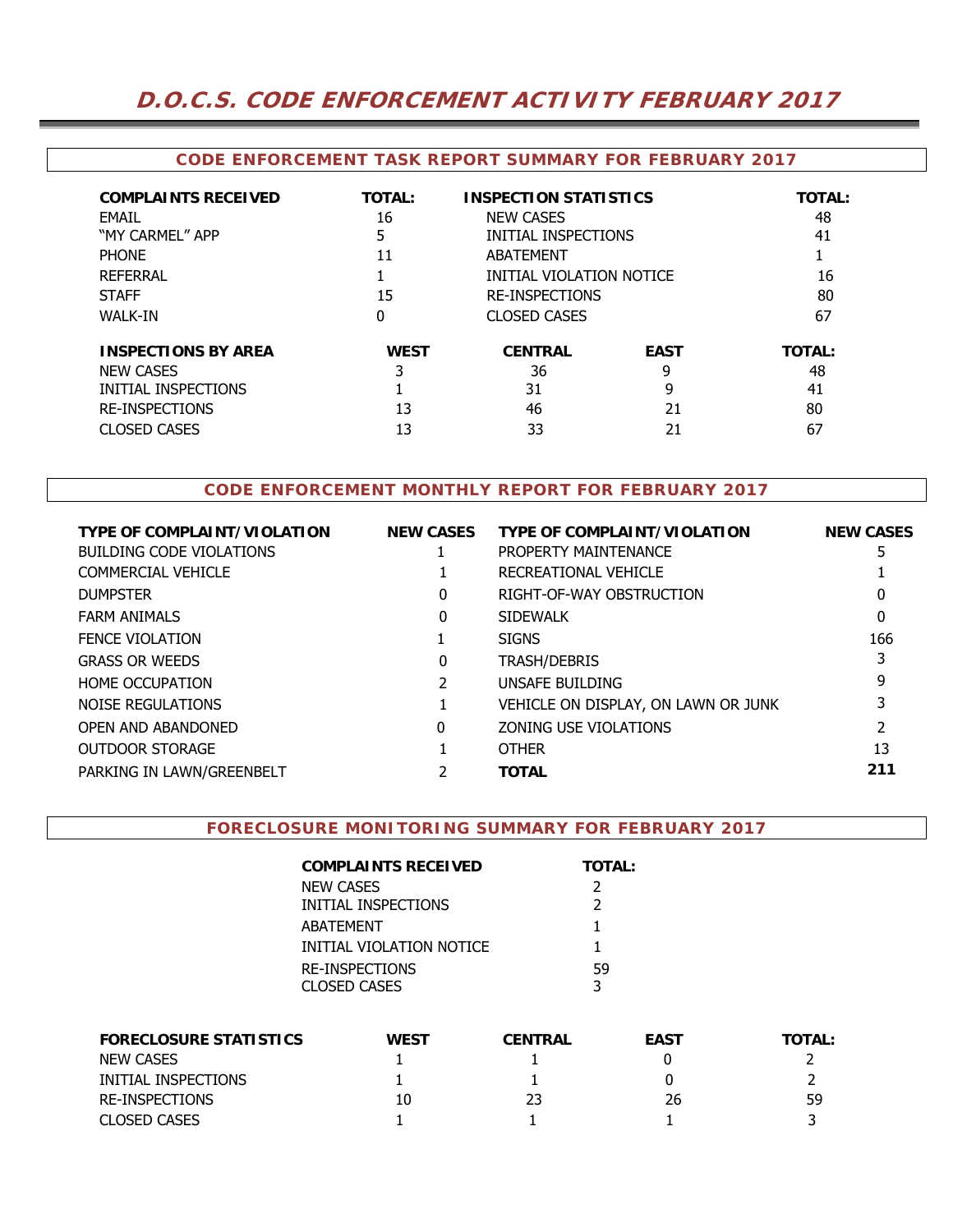# D.O.C.S. CODE ENFORCEMENT ACTIVITY FEBRUARY 2017

## CODE ENFORCEMENT TASK REPORT SUMMARY FOR FEBRUARY 2017

| COMPLAINTS RECEIVED | TOTAL: | INSPECTION STATISTICS | TOTAL: |
|---|---|---|---|
| EMAIL | 16 | NEW CASES | 48 |
| "MY CARMEL" APP | 5 | INITIAL INSPECTIONS | 41 |
| PHONE | 11 | ABATEMENT | 1 |
| REFERRAL | 1 | INITIAL VIOLATION NOTICE | 16 |
| STAFF | 15 | RE-INSPECTIONS | 80 |
| WALK-IN | 0 | CLOSED CASES | 67 |

| INSPECTIONS BY AREA | WEST | CENTRAL | EAST | TOTAL: |
|---|---|---|---|---|
| NEW CASES | 3 | 36 | 9 | 48 |
| INITIAL INSPECTIONS | 1 | 31 | 9 | 41 |
| RE-INSPECTIONS | 13 | 46 | 21 | 80 |
| CLOSED CASES | 13 | 33 | 21 | 67 |

## CODE ENFORCEMENT MONTHLY REPORT FOR FEBRUARY 2017

| TYPE OF COMPLAINT/VIOLATION | NEW CASES | TYPE OF COMPLAINT/VIOLATION | NEW CASES |
|---|---|---|---|
| BUILDING CODE VIOLATIONS | 1 | PROPERTY MAINTENANCE | 5 |
| COMMERCIAL VEHICLE | 1 | RECREATIONAL VEHICLE | 1 |
| DUMPSTER | 0 | RIGHT-OF-WAY OBSTRUCTION | 0 |
| FARM ANIMALS | 0 | SIDEWALK | 0 |
| FENCE VIOLATION | 1 | SIGNS | 166 |
| GRASS OR WEEDS | 0 | TRASH/DEBRIS | 3 |
| HOME OCCUPATION | 2 | UNSAFE BUILDING | 9 |
| NOISE REGULATIONS | 1 | VEHICLE ON DISPLAY, ON LAWN OR JUNK | 3 |
| OPEN AND ABANDONED | 0 | ZONING USE VIOLATIONS | 2 |
| OUTDOOR STORAGE | 1 | OTHER | 13 |
| PARKING IN LAWN/GREENBELT | 2 | **TOTAL** | **211** |

## FORECLOSURE MONITORING SUMMARY FOR FEBRUARY 2017

| COMPLAINTS RECEIVED | TOTAL: |
|---|---|
| NEW CASES | 2 |
| INITIAL INSPECTIONS | 2 |
| ABATEMENT | 1 |
| INITIAL VIOLATION NOTICE | 1 |
| RE-INSPECTIONS | 59 |
| CLOSED CASES | 3 |

| FORECLOSURE STATISTICS | WEST | CENTRAL | EAST | TOTAL: |
|---|---|---|---|---|
| NEW CASES | 1 | 1 | 0 | 2 |
| INITIAL INSPECTIONS | 1 | 1 | 0 | 2 |
| RE-INSPECTIONS | 10 | 23 | 26 | 59 |
| CLOSED CASES | 1 | 1 | 1 | 3 |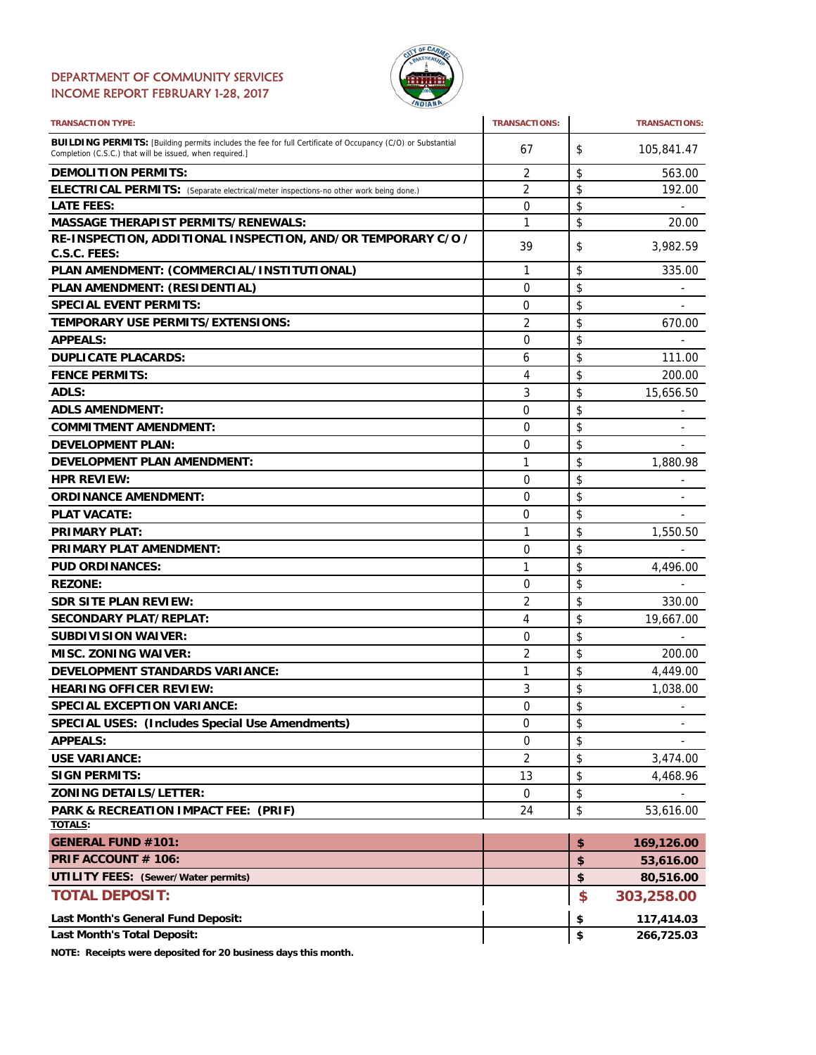DEPARTMENT OF COMMUNITY SERVICES
INCOME REPORT FEBRUARY 1-28, 2017

| TRANSACTION TYPE: | TRANSACTIONS: | TRANSACTIONS: |
|---|---|---|
| **BUILDING PERMITS:** [Building permits includes the fee for full Certificate of Occupancy (C/O) or Substantial Completion (C.S.C.) that will be issued, when required.] | 67 | $ 105,841.47 |
| **DEMOLITION PERMITS:** | 2 | $ 563.00 |
| **ELECTRICAL PERMITS:** (Separate electrical/meter inspections-no other work being done.) | 2 | $ 192.00 |
| **LATE FEES:** | 0 | $ - |
| **MASSAGE THERAPIST PERMITS/RENEWALS:** | 1 | $ 20.00 |
| **RE-INSPECTION, ADDITIONAL INSPECTION, AND/OR TEMPORARY C/O / C.S.C. FEES:** | 39 | $ 3,982.59 |
| **PLAN AMENDMENT: (COMMERCIAL/INSTITUTIONAL)** | 1 | $ 335.00 |
| **PLAN AMENDMENT: (RESIDENTIAL)** | 0 | $ - |
| **SPECIAL EVENT PERMITS:** | 0 | $ - |
| **TEMPORARY USE PERMITS/EXTENSIONS:** | 2 | $ 670.00 |
| **APPEALS:** | 0 | $ - |
| **DUPLICATE PLACARDS:** | 6 | $ 111.00 |
| **FENCE PERMITS:** | 4 | $ 200.00 |
| **ADLS:** | 3 | $ 15,656.50 |
| **ADLS AMENDMENT:** | 0 | $ - |
| **COMMITMENT AMENDMENT:** | 0 | $ - |
| **DEVELOPMENT PLAN:** | 0 | $ - |
| **DEVELOPMENT PLAN AMENDMENT:** | 1 | $ 1,880.98 |
| **HPR REVIEW:** | 0 | $ - |
| **ORDINANCE AMENDMENT:** | 0 | $ - |
| **PLAT VACATE:** | 0 | $ - |
| **PRIMARY PLAT:** | 1 | $ 1,550.50 |
| **PRIMARY PLAT AMENDMENT:** | 0 | $ - |
| **PUD ORDINANCES:** | 1 | $ 4,496.00 |
| **REZONE:** | 0 | $ - |
| **SDR SITE PLAN REVIEW:** | 2 | $ 330.00 |
| **SECONDARY PLAT/REPLAT:** | 4 | $ 19,667.00 |
| **SUBDIVISION WAIVER:** | 0 | $ - |
| **MISC. ZONING WAIVER:** | 2 | $ 200.00 |
| **DEVELOPMENT STANDARDS VARIANCE:** | 1 | $ 4,449.00 |
| **HEARING OFFICER REVIEW:** | 3 | $ 1,038.00 |
| **SPECIAL EXCEPTION VARIANCE:** | 0 | $ - |
| **SPECIAL USES: (Includes Special Use Amendments)** | 0 | $ - |
| **APPEALS:** | 0 | $ - |
| **USE VARIANCE:** | 2 | $ 3,474.00 |
| **SIGN PERMITS:** | 13 | $ 4,468.96 |
| **ZONING DETAILS/LETTER:** | 0 | $ - |
| **PARK & RECREATION IMPACT FEE: (PRIF)** | 24 | $ 53,616.00 |
| **TOTALS:** | | |
| **GENERAL FUND #101:** | | **$ 169,126.00** |
| **PRIF ACCOUNT # 106:** | | **$ 53,616.00** |
| **UTILITY FEES: (Sewer/Water permits)** | | **$ 80,516.00** |
| **TOTAL DEPOSIT:** | | **$ 303,258.00** |
| **Last Month's General Fund Deposit:** | | **$ 117,414.03** |
| **Last Month's Total Deposit:** | | **$ 266,725.03** |

**NOTE: Receipts were deposited for 20 business days this month.**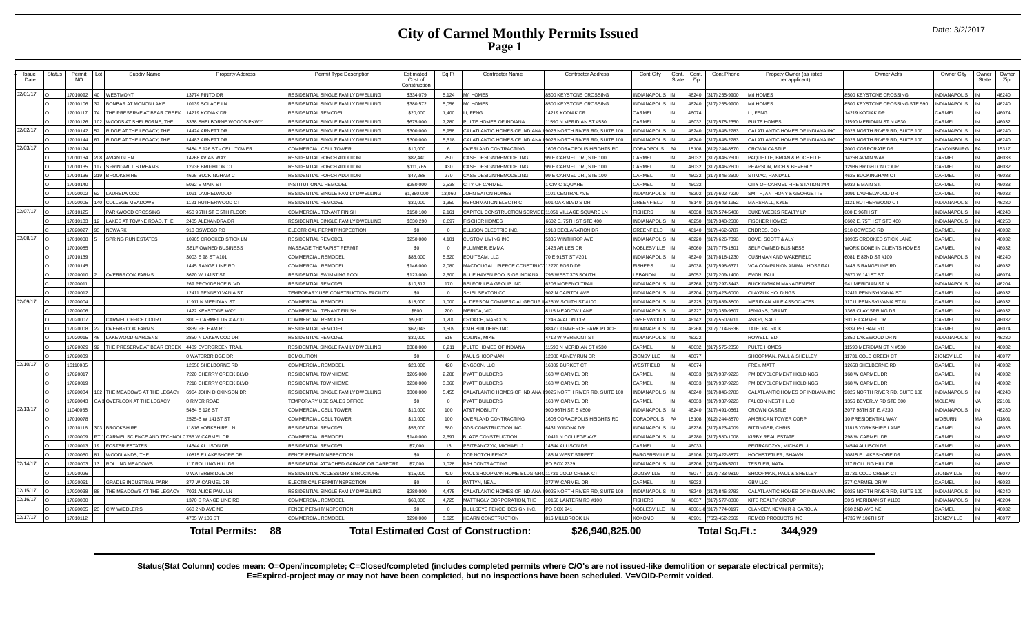# City of Carmel Monthly Permits Issued

## Page 1

Date: 3/2/2017

| Issue Date | Status | Permit NO | Lot | Subdiv Name | Property Address | Permit Type Description | Estimated Cost of Construction | Sq Ft | Contractor Name | Contractor Address | Cont.City | Cont. State | Cont. Zip | Cont.Phone | Propety Owner (as listed per applicant) | Owner Adrs | Owner City | Owner State | Owner Zip |
|---|---|---|---|---|---|---|---|---|---|---|---|---|---|---|---|---|---|---|---|
| 02/01/17 | O | 17010092 | 40 | WESTMONT | 13774 PINTO DR | RESIDENTIAL SINGLE FAMILY DWELLING | $334,079 | 5,124 | M/I HOMES | 8500 KEYSTONE CROSSING | INDIANAPOLIS | IN | 46240 | (317) 255-9900 | M/I HOMES | 8500 KEYSTONE CROSSING | INDIANAPOLIS | IN | 46240 |
| | O | 17010106 | 32 | BONBAR AT MONON LAKE | 10139 SOLACE LN | RESIDENTIAL SINGLE FAMILY DWELLING | $380,572 | 5,056 | M/I HOMES | 8500 KEYSTONE CROSSING | INDIANAPOLIS | IN | 46240 | (317) 255-9900 | M/I HOMES | 8500 KEYSTONE CROSSING STE 590 | INDIANAPOLIS | IN | 46240 |
| | O | 17010117 | 74 | THE PRESERVE AT BEAR CREEK | 14219 KODIAK DR | RESIDENTIAL REMODEL | $20,000 | 1,400 | LI, FENG | 14219 KODIAK DR | CARMEL | IN | 46074 | | LI, FENG | 14219 KODIAK DR | CARMEL | IN | 46074 |
| | O | 17010126 | 102 | WOODS AT SHELBORNE, THE | 3338 SHELBORNE WOODS PKWY | RESIDENTIAL SINGLE FAMILY DWELLING | $675,000 | 7,280 | PULTE HOMES OF INDIANA | 11590 N MERIDIAN ST #530 | CARMEL | IN | 46032 | (317) 575-2350 | PULTE HOMES | 11590 MERIDIAN ST N #530 | CARMEL | IN | 46032 |
| 02/02/17 | O | 17010142 | 52 | RIDGE AT THE LEGACY, THE | 14424 ARNETT DR | RESIDENTIAL SINGLE FAMILY DWELLING | $300,000 | 5,958 | CALATLANTIC HOMES OF INDIANA INC | 9025 NORTH RIVER RD, SUITE 100 | INDIANAPOLIS | IN | 46240 | (317) 846-2783 | CALATLANTIC HOMES OF INDIANA INC | 9025 NORTH RIVER RD, SUITE 100 | INDIANAPOLIS | IN | 46240 |
| | O | 17010144 | 67 | RIDGE AT THE LEGACY, THE | 14483 ARNETT DR | RESIDENTIAL SINGLE FAMILY DWELLING | $300,000 | 5,618 | CALATLANTIC HOMES OF INDIANA INC | 9025 NORTH RIVER RD, SUITE 100 | INDIANAPOLIS | IN | 46240 | (317) 846-2783 | CALATLANTIC HOMES OF INDIANA INC | 9025 NORTH RIVER RD, SUITE 100 | INDIANAPOLIS | IN | 46240 |
| 02/03/17 | O | 17010124 | | | 5484 E 126 ST - CELL TOWER | COMMERCIAL CELL TOWER | $10,000 | 6 | OVERLAND CONTRACTING | 1605 CORAOPOLIS HEIGHTS RD | CORAOPOLIS | PA | 15108 | (612) 244-8870 | CROWN CASTLE | 2000 CORPORATE DR | CANONSBURG | PA | 15317 |
| | O | 17010134 | 208 | AVIAN GLEN | 14268 AVIAN WAY | RESIDENTIAL PORCH ADDITION | $82,440 | 750 | CASE DESIGN/REMODELING | 99 E CARMEL DR., STE 100 | CARMEL | IN | 46032 | (317) 846-2600 | PAQUETTE, BRIAN & ROCHELLE | 14268 AVIAN WAY | CARMEL | IN | 46033 |
| | O | 17010135 | 117 | SPRINGMILL STREAMS | 12936 BRIGHTON CT | RESIDENTIAL PORCH ADDITION | $111,765 | 430 | CASE DESIGN/REMODELING | 99 E CARMEL DR., STE 100 | CARMEL | IN | 46032 | (317) 846-2600 | PEARSON, RICH & BEVERLY | 12936 BRIGHTON COURT | CARMEL | IN | 46032 |
| | O | 17010136 | 219 | BROOKSHIRE | 4625 BUCKINGHAM CT | RESIDENTIAL PORCH ADDITION | $47,288 | 270 | CASE DESIGN/REMODELING | 99 E CARMEL DR., STE 100 | CARMEL | IN | 46032 | (317) 846-2600 | STIMAC, RANDALL | 4625 BUCKINGHAM CT | CARMEL | IN | 46033 |
| | O | 17010140 | | | 5032 E MAIN ST | INSTITUTIONAL REMODEL | $250,000 | 2,538 | CITY OF CARMEL | 1 CIVIC SQUARE | CARMEL | IN | 46032 | | CITY OF CARMEL FIRE STATION #44 | 5032 E MAIN ST. | CARMEL | IN | 46033 |
| | O | 17020002 | 62 | LAURELWOOD | 1091 LAURELWOOD | RESIDENTIAL SINGLE FAMILY DWELLING | $1,350,000 | 13,060 | JOHN EATON HOMES | 1101 CENTRAL AVE | INDIANAPOLIS | IN | 46202 | (317) 602-7220 | SMITH, ANTHONY & GEORGETTE | 1091 LAURELWOOD DR | CARMEL | IN | 46032 |
| | O | 17020005 | 140 | COLLEGE MEADOWS | 1121 RUTHERWOOD CT | RESIDENTIAL REMODEL | $30,000 | 1,350 | REFORMATION ELECTRIC | 501 OAK BLVD S DR | GREENFIELD | IN | 46140 | (317) 643-1952 | MARSHALL, KYLE | 1121 RUTHERWOOD CT | INDIANAPOLIS | IN | 46280 |
| 02/07/17 | O | 17010125 | | PARKWOOD CROSSING | 450 96TH ST E 5TH FLOOR | COMMERCIAL TENANT FINISH | $150,100 | 2,161 | CAPITOL CONSTRUCTION SERVICES | 11051 VILLAGE SQUARE LN | FISHERS | IN | 46038 | (317) 574-5488 | DUKE WEEKS REALTY LP | 600 E 96TH ST | INDIANAPOLIS | IN | 46240 |
| | O | 17010133 | 12 | LAKES AT TOWNE ROAD, THE | 2485 ALEXANDRA DR | RESIDENTIAL SINGLE FAMILY DWELLING | $330,290 | 6,697 | FISCHER HOMES | 6602 E. 75TH ST STE 400 | INDIANAPOLIS | IN | 46250 | (317) 348-2500 | FISCHER HOMES | 6602 E. 75TH ST STE 400 | INDIANAPOLIS | IN | 46250 |
| | C | 17020027 | 93 | NEWARK | 910 OSWEGO RD | ELECTRICAL PERMIT/INSPECTION | $0 | 0 | ELLISON ELECTRIC INC. | 1918 DECLARATION DR | GREENFIELD | IN | 46140 | (317) 462-6787 | ENDRES, DON | 910 OSWEGO RD | CARMEL | IN | 46032 |
| 02/08/17 | O | 17010008 | 5 | SPRING RUN ESTATES | 10905 CROOKED STICK LN | RESIDENTIAL REMODEL | $250,000 | 4,101 | CUSTOM LIVING INC | 5335 WINTHROP AVE | INDIANAPOLIS | IN | 46220 | (317) 626-7393 | BOVE, SCOTT & ALY | 10905 CROOKED STICK LANE | CARMEL | IN | 46032 |
| | O | 17010085 | | | SELF OWNED BUSINESS | MASSAGE THERAPIST PERMIT | $0 | 0 | PLUMMER, EMMA | 1423 AR LES DR | NOBLESVILLE | IN | 46060 | (317) 775-1801 | SELF OWNED BUSINESS | WORK DONE IN CLIENTS HOMES | CARMEL | IN | 46032 |
| | O | 17010139 | | | 3003 E 98 ST #101 | COMMERCIAL REMODEL | $86,000 | 5,620 | EQUITEAM, LLC | 70 E 91ST ST #201 | INDIANAPOLIS | IN | 46240 | (317) 816-1230 | CUSHMAN AND WAKEFIELD | 6081 E 82ND ST #100 | INDIANAPOLIS | IN | 46240 |
| | O | 17010145 | | | 1445 RANGE LINE RD | COMMERCIAL REMODEL | $146,000 | 2,080 | MACDOUGALL PIERCE CONSTRUCTION | 12720 FORD DR | FISHERS | IN | 46038 | (317) 596-6371 | VCA COMPANION ANIMAL HOSPITAL | 1445 S RANGELINE RD | CARMEL | IN | 46032 |
| | O | 17020010 | 2 | OVERBROOK FARMS | 3670 W 141ST ST | RESIDENTIAL SWIMMING POOL | $123,000 | 2,600 | BLUE HAVEN POOLS OF INDIANA | 795 WEST 375 SOUTH | LEBANON | IN | 46052 | (317) 209-1400 | EVON, PAUL | 3670 W 141ST ST | CARMEL | IN | 46074 |
| | C | 17020011 | | | 269 PROVIDENCE BLVD | RESIDENTIAL REMODEL | $10,317 | 170 | BELFOR USA GROUP, INC. | 6205 MORENCI TRAIL | INDIANAPOLIS | IN | 46268 | (317) 297-3443 | BUCKINGHAM MANAGEMENT | 941 MERIDIAN ST N | INDIANAPOLIS | IN | 46204 |
| | O | 17020012 | | | 12411 PENNSYLVANIA ST. | TEMPORARY USE CONSTRUCTION FACILITY | $0 | 0 | SHIEL SEXTON CO | 902 N CAPITOL AVE | INDIANAPOLIS | IN | 46204 | (317) 423-6000 | CLAYZUK HOLDINGS | 12411 PENNSYLVANIA ST | CARMEL | IN | 46032 |
| 02/09/17 | O | 17020004 | | | 11911 N MERIDIAN ST | COMMERCIAL REMODEL | $18,000 | 1,000 | ALDERSON COMMERCIAL GROUP INC | 425 W SOUTH ST #100 | INDIANAPOLIS | IN | 46225 | (317) 889-3800 | MERIDIAN MILE ASSOCIATES | 11711 PENNSYLVANIA ST N | CARMEL | IN | 46032 |
| | C | 17020006 | | | 1422 KEYSTONE WAY | COMMERCIAL TENANT FINISH | $800 | 200 | MERIDA, VIC | 8115 MEADOW LANE | INDIANAPOLIS | IN | 46227 | (317) 339-9807 | JENKINS, GRANT | 1363 CLAY SPRING DR | CARMEL | IN | 46032 |
| | O | 17020007 | | CARMEL OFFICE COURT | 301 E CARMEL DR # A700 | COMMERCIAL REMODEL | $9,601 | 1,200 | CROACH, MARCUS | 1246 AVALON CIR | GREENWOOD | IN | 46142 | (317) 550-9911 | ASKRI, SAID | 301 E CARMEL DR | CARMEL | IN | 46032 |
| | O | 17020008 | 22 | OVERBROOK FARMS | 3839 PELHAM RD | RESIDENTIAL REMODEL | $62,043 | 1,509 | CMH BUILDERS INC | 8847 COMMERCE PARK PLACE | INDIANAPOLIS | IN | 46268 | (317) 714-6536 | TATE, PATRICK | 3839 PELHAM RD | CARMEL | IN | 46074 |
| | O | 17020015 | 46 | LAKEWOOD GARDENS | 2850 N LAKEWOOD DR | RESIDENTIAL REMODEL | $30,000 | 516 | COLINS, MIKE | 4712 W VERMONT ST | INDIANAPOLIS | IN | 46222 | | ROWELL, ED | 2850 LAKEWOOD DR N | INDIANAPOLIS | IN | 46280 |
| | O | 17020029 | 92 | THE PRESERVE AT BEAR CREEK | 4488 EVERGREEN TRAIL | RESIDENTIAL SINGLE FAMILY DWELLING | $388,000 | 6,211 | PULTE HOMES OF INDIANA | 11590 N MERIDIAN ST #530 | CARMEL | IN | 46032 | (317) 575-2350 | PULTE HOMES | 11590 MERIDIAN ST N #530 | CARMEL | IN | 46032 |
| | O | 17020039 | | | 0 WATERBRIDGE DR | DEMOLITION | $0 | 0 | PAUL SHOOPMAN | 12080 ABNEY RUN DR | ZIONSVILLE | IN | 46077 | | SHOOPMAN, PAUL & SHELLEY | 11731 COLD CREEK CT | ZIONSVILLE | IN | 46077 |
| 02/10/17 | O | 16110085 | | | 12658 SHELBORNE RD | COMMERCIAL REMODEL | $20,000 | 420 | ENGCON, LLC | 16809 BURKET CT | WESTFIELD | IN | 46074 | | FREY, MATT | 12658 SHELBORNE RD | CARMEL | IN | 46032 |
| | O | 17020017 | | | 7220 CHERRY CREEK BLVD | RESIDENTIAL TOWNHOME | $205,000 | 2,208 | PYATT BUILDERS | 168 W CARMEL DR | CARMEL | IN | 46033 | (317) 937-9223 | PM DEVELOPMENT HOLDINGS | 168 W CARMEL DR | CARMEL | IN | 46032 |
| | O | 17020019 | | | 7218 CHERRY CREEK BLVD | RESIDENTIAL TOWNHOME | $230,000 | 3,060 | PYATT BUILDERS | 168 W CARMEL DR | CARMEL | IN | 46033 | (317) 937-9223 | PM DEVELOPMENT HOLDINGS | 168 W CARMEL DR | CARMEL | IN | 46032 |
| | O | 17020034 | 102 | THE MEADOWS AT THE LEGACY | 6964 JOHN DICKINSON DR | RESIDENTIAL SINGLE FAMILY DWELLING | $300,000 | 5,455 | CALATLANTIC HOMES OF INDIANA INC | 9025 NORTH RIVER RD, SUITE 100 | INDIANAPOLIS | IN | 46240 | (317) 846-2783 | CALATLANTIC HOMES OF INDIANA INC | 9025 NORTH RIVER RD, SUITE 100 | INDIANAPOLIS | IN | 46240 |
| | O | 17020043 | CA 3 | OVERLOOK AT THE LEGACY | 0 RIVER ROAD | TEMPORARY USE SALES OFFICE | $0 | 0 | PYATT BUILDERS | 168 W CARMEL DR | CARMEL | IN | 46033 | (317) 937-9223 | FALCON NEST II LLC | 1356 BEVERLY RD STE 300 | MCLEAN | VA | 22101 |
| 02/13/17 | O | 11040065 | | | 5484 E 126 ST | COMMERCIAL CELL TOWER | $10,000 | 100 | AT&T MOBILITY | 900 96TH ST. E #500 | INDIANAPOLIS | IN | 46240 | (317) 491-0561 | CROWN CASTLE | 3077 98TH ST E. #230 | INDIANAPOLIS | IN | 46280 |
| | O | 17010078 | | | 2525-B W 141ST ST | COMMERCIAL CELL TOWER | $10,000 | 100 | OVERLAND CONTRACTING | 1605 CORAOPOLIS HEIGHTS RD | CORAOPOLIS | PA | 15108 | (612) 244-8870 | AMERICAN TOWER CORP | 10 PRESIDENTIAL WAY | WOBURN | MA | 01801 |
| | O | 17010116 | 303 | BROOKSHIRE | 11816 YORKSHIRE LN | RESIDENTIAL REMODEL | $56,000 | 680 | GDS CONSTRUCTION INC | 6431 WINONA DR | INDIANAPOLIS | IN | 46236 | (317) 823-4009 | BITTINGER, CHRIS | 11816 YORKSHIRE LANE | CARMEL | IN | 46033 |
| | O | 17020009 | PT 1 | CARMEL SCIENCE AND TECHNOLOGY | 755 W CARMEL DR | COMMERCIAL REMODEL | $140,000 | 2,697 | BLAZE CONSTRUCTION | 10411 N COLLEGE AVE | INDIANAPOLIS | IN | 46280 | (317) 580-1008 | KIRBY REAL ESTATE | 298 W CARMEL DR | CARMEL | IN | 46032 |
| | O | 17020013 | 19 | FOSTER ESTATES | 14544 ALLISON DR | RESIDENTIAL REMODEL | $7,000 | 15 | PEITRANCZYK, MICHAEL J | 14544 ALLISON DR | CARMEL | IN | 46033 | | PEITRANCZYK, MICHAEL J | 14544 ALLISON DR | CARMEL | IN | 46033 |
| | O | 17020050 | 81 | WOODLANDS, THE | 10815 E LAKESHORE DR | FENCE PERMIT/INSPECTION | $0 | 0 | TOP NOTCH FENCE | 185 N WEST STREET | BARGERSVILLE | IN | 46106 | (317) 422-8877 | HOCHSTETLER, SHAWN | 10815 E LAKESHORE DR | CARMEL | IN | 46033 |
| 02/14/17 | O | 17020003 | 13 | ROLLING MEADOWS | 117 ROLLING HILL DR | RESIDENTIAL ATTACHED GARAGE OR CARPORT | $7,000 | 1,028 | BJH CONTRACTING | PO BOX 2329 | INDIANAPOLIS | IN | 46206 | (317) 489-5701 | TESZLER, NATALI | 117 ROLLING HILL DR | CARMEL | IN | 46032 |
| | O | 17020026 | | | 0 WATERBRIDGE DR | RESIDENTIAL ACCESSORY STRUCTURE | $15,000 | 420 | PAUL SHOOPMAN HOME BLDG GRO | 11731 COLD CREEK CT | ZIONSVILLE | IN | 46077 | (317) 733-9810 | SHOOPMAN, PAUL & SHELLEY | 11731 COLD CREEK CT | ZIONSVILLE | IN | 46077 |
| | O | 17020061 | | GRADLE INDUSTRIAL PARK | 377 W CARMEL DR | ELECTRICAL PERMIT/INSPECTION | $0 | 0 | PATTYN, NEAL | 377 W CARMEL DR | CARMEL | IN | 46032 | | GBV LLC | 377 CARMEL DR W | CARMEL | IN | 46032 |
| 02/15/17 | O | 17020038 | 88 | THE MEADOWS AT THE LEGACY | 7021 ALICE PAUL LN | RESIDENTIAL SINGLE FAMILY DWELLING | $280,000 | 4,475 | CALATLANTIC HOMES OF INDIANA INC | 9025 NORTH RIVER RD, SUITE 100 | INDIANAPOLIS | IN | 46240 | (317) 846-2783 | CALATLANTIC HOMES OF INDIANA INC | 9025 NORTH RIVER RD, SUITE 100 | INDIANAPOLIS | IN | 46240 |
| 02/16/17 | O | 17020030 | | | 1370 S RANGE LINE RD | COMMERCIAL REMODEL | $60,000 | 4,725 | MATTINGLY CORPORATION, THE | 10150 LANTERN RD #100 | FISHERS | IN | 46037 | (317) 577-8800 | KITE REALTY GROUP | 30 S MERIDIAN ST #1100 | INDIANAPOLIS | IN | 46204 |
| | O | 17020065 | 23 | C W WIEDLER'S | 660 2ND AVE NE | FENCE PERMIT/INSPECTION | $0 | 0 | BULLSEYE FENCE DESIGN INC. | PO BOX 941 | NOBLESVILLE | IN | 46061-0 | (317) 774-0197 | CLANCEY, KEVIN R & CAROL A | 660 2ND AVE NE | CARMEL | IN | 46032 |
| 02/17/17 | O | 17010112 | | | 4735 W 106 ST | COMMERCIAL REMODEL | $290,000 | 3,625 | HEARN CONSTRUCTION | 816 MILLBROOK LN | KOKOMO | IN | 46901 | (765) 452-2669 | REMCO PRODUCTS INC | 4735 W 106TH ST | ZIONSVILLE | IN | 46077 |

**Total Permits: 88** | **Total Estimated Cost of Construction: $26,940,825.00** | **Total Sq.Ft.: 344,929**

**Status(Stat Column) codes mean: O=Open/incomplete; C=Closed/completed (includes completed permits where C/O's are not issued-like demolition or separate electrical permits); E=Expired-project may or may not have been completed, but no inspections have been scheduled. V=VOID-Permit voided.**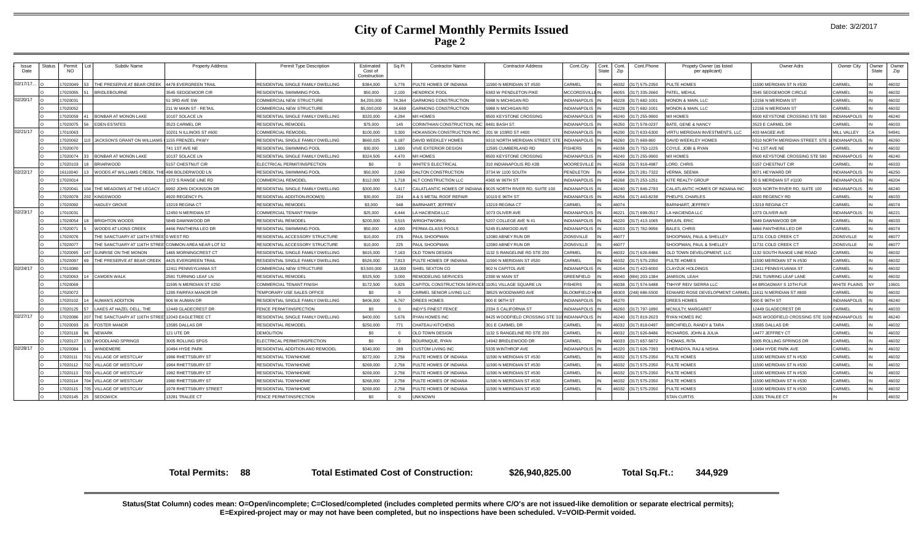# City of Carmel Monthly Permits Issued
## Page 2

Date: 3/2/2017

| Issue Date | Status | Permit NO | Lot | Subdiv Name | Property Address | Permit Type Description | Estimated Cost of Construction | Sq Ft | Contractor Name | Contractor Address | Cont.City | Cont. State | Cont. Zip | Cont.Phone | Propety Owner (as listed per applicant) | Owner Adrs | Owner City | Owner State | Owner Zip |
|---|---|---|---|---|---|---|---|---|---|---|---|---|---|---|---|---|---|---|---|
| 02/17/17... | O | 17020049 | 53 | THE PRESERVE AT BEAR CREEK | 4478 EVERGREEN TRAIL | RESIDENTIAL SINGLE FAMILY DWELLING | $384,000 | 5,776 | PULTE HOMES OF INDIANA | 11590 N MERIDIAN ST #530 | CARMEL | IN | 46032 | (317) 575-2350 | PULTE HOMES | 11590 MERIDIAN ST N #530 | CARMEL | IN | 46032 |
| | O | 17020055 | 51 | BRIDLEBOURNE | 3545 SEDGEMOOR CIR | RESIDENTIAL SWIMMING POOL | $50,000 | 2,100 | HENDRICK POOL | 6383 W PENDLETON PIKE | MCCORDSVILLE | IN | 46055 | (317) 335-2660 | PATEL, MEHUL | 3545 SEDGEMOOR CIRCLE | CARMEL | IN | 46032 |
| 02/20/17 | O | 17020031 | | | 51 3RD AVE SW | COMMERCIAL NEW STRUCTURE | $4,200,000 | 74,364 | GARMONG CONSTRUCTION | 5988 N MICHIGAN RD | INDIANAPOLIS | IN | 46228 | (317) 682-1001 | MONON & MAIN, LLC | 12156 N MERIDIAN ST | CARMEL | IN | 46032 |
| | O | 17020052 | | | 211 W MAIN ST - RETAIL | COMMERCIAL NEW STRUCTURE | $5,000,000 | 34,669 | GARMONG CONSTRUCTION | 5988 N MICHIGAN RD | INDIANAPOLIS | IN | 46228 | (317) 682-1001 | MONON & MAIN, LLC | 12156 N MERIDIAN ST | CARMEL | IN | 46032 |
| | O | 17020059 | 41 | BONBAR AT MONON LAKE | 10107 SOLACE LN | RESIDENTIAL SINGLE FAMILY DWELLING | $320,000 | 4,294 | M/I HOMES | 8500 KEYSTONE CROSSING | INDIANAPOLIS | IN | 46240 | (317) 255-9900 | M/I HOMES | 8500 KEYSTONE CROSSING STE 590 | INDIANAPOLIS | IN | 46240 |
| | O | 17020075 | 56 | EDEN ESTATES | 3523 CARMEL DR | RESIDENTIAL REMODEL | $75,000 | 145 | CORINTHIAN CONSTRUCTION, INC | 8481 BASH ST. | INDIANAPOLIS | IN | 46250 | (317) 578-0237 | BATE, GENE & NANCY | 3523 E CARMEL DR | CARMEL | IN | 46033 |
| 02/21/17 | O | 17010063 | | | 10201 N ILLINOIS ST #600 | COMMERCIAL REMODEL | $100,000 | 3,300 | HOKANSON CONSTRUCTION INC | 201 W 103RD ST #400 | INDIANAPOLIS | IN | 46290 | (317) 633-6300 | VIRTU MERIDIAN INVESTMENTS, LLC | 403 MAGEE AVE | MILL VALLEY | CA | 94941 |
| | O | 17020062 | 110 | JACKSON'S GRANT ON WILLIAMS ( | 1155 FRENZEL PKWY | RESIDENTIAL SINGLE FAMILY DWELLING | $660,025 | 6,187 | DAVID WEEKLEY HOMES | 9310 NORTH MERIDIAN STREET, STE | INDIANAPOLIS | IN | 46260 | (317) 669-860 | DAVID WEEKLEY HOMES | 9310 NORTH MERIDIAN STREET, STE 1 | INDIANAPOLIS | IN | 46260 |
| | O | 17020070 | | | 741 1ST AVE NE | RESIDENTIAL SWIMMING POOL | $30,000 | 1,800 | VIVE EXTERIOR DESIGN | 12595 CUMBERLAND RD | FISHERS | IN | 46038 | (317) 753-1225 | COYLE, JOBI & RYAN | 741 1ST AVE NE | CARMEL | IN | 46032 |
| | O | 17020074 | 33 | BONBAR AT MONON LAKE | 10137 SOLACE LN | RESIDENTIAL SINGLE FAMILY DWELLING | $324,505 | 4,470 | M/I HOMES | 8500 KEYSTONE CROSSING | INDIANAPOLIS | IN | 46240 | (317) 255-9900 | M/I HOMES | 8500 KEYSTONE CROSSING STE 590 | INDIANAPOLIS | IN | 46240 |
| | O | 17020103 | 18 | BRIARWOOD | 5157 CHESTNUT CIR | ELECTRICAL PERMIT/INSPECTION | $0 | 0 | WHITE'S ELECTRICAL | 310 INDIANAPOLIS RD #2B | MOORESVILLE | IN | 46158 | (317) 918-4987 | LORD, CHRIS | 5157 CHESTNUT CIR | CARMEL | IN | 46033 |
| 02/22/17 | O | 16110040 | 13 | WOODS AT WILLIAMS CREEK, THE | 498 BOLDERWOOD LN | RESIDENTIAL SWIMMING POOL | $50,000 | 2,060 | DALTON CONSTRUCTION | 3734 W 1100 SOUTH | PENDLETON | IN | 46064 | (317) 281-7322 | VERMA, SEEMA | 8071 HEYWARD DR | INDIANAPOLIS | IN | 46250 |
| | O | 17020014 | | | 1372 S RANGE LINE RD | COMMERCIAL REMODEL | $112,000 | 1,718 | ALT CONSTRUCTION LLC | 4365 W 96TH ST | INDIANAPOLIS | IN | 46268 | (317) 253-1251 | KITE REALTY GROUP | 30 S MERIDIAN ST #1100 | INDIANAPOLIS | IN | 46204 |
| | O | 17020041 | 104 | THE MEADOWS AT THE LEGACY | 6992 JOHN DICKINSON DR | RESIDENTIAL SINGLE FAMILY DWELLING | $300,000 | 5,417 | CALATLANTIC HOMES OF INDIANA | 9025 NORTH RIVER RD, SUITE 100 | INDIANAPOLIS | IN | 46240 | (317) 846-2783 | CALATLANTIC HOMES OF INDIANA INC | 9025 NORTH RIVER RD, SUITE 100 | INDIANAPOLIS | IN | 46240 |
| | O | 17020078 | 202 | KINGSWOOD | 4920 REGENCY PL | RESIDENTIAL ADDITION-ROOM(S) | $30,000 | 224 | A & S METAL ROOF REPAIR | 10119 E 96TH ST | INDIANAPOLIS | IN | 46256 | (317) 443-8238 | PHELPS, CHARLES | 4920 REGENCY RD | CARMEL | IN | 46033 |
| | O | 17020092 | | HADLEY GROVE | 13219 REGINA CT | RESIDENTIAL REMODEL | $3,000 | 948 | BARNHART, JEFFREY | 13219 REGINA CT | CARMEL | IN | 46074 | | BARNHART, JEFFREY | 13219 REGINA CT | CARMEL | IN | 46074 |
| 02/23/17 | O | 17010031 | | | 12450 N MERIDIAN ST | COMMERCIAL TENANT FINISH | $25,000 | 4,444 | LA HACIENDA LLC | 1073 OLIVER AVE | INDIANAPOLIS | IN | 46221 | (317) 698-0517 | LA HACIENDA LLC | 1073 OLIVER AVE | INDIANAPOLIS | IN | 46221 |
| | O | 17020054 | 18 | BRIGHTON WOODS | 5849 DAWNWOOD DR | RESIDENTIAL REMODEL | $200,000 | 3,515 | WRIGHTWORKS | 5207 COLLEGE AVE N #1 | INDIANAPOLIS | IN | 46220 | (317) 413-1065 | BRUUN, ERIC | 5849 DAWNWOOD DR | CARMEL | IN | 46033 |
| | O | 17020071 | 5 | WOODS AT LIONS CREEK | 4466 PANTHERA LEO DR | RESIDENTIAL SWIMMING POOL | $50,000 | 4,000 | PERMA-GLASS POOLS | 5245 ELMWOOD AVE | INDIANAPOLIS | IN | 46203 | (317) 782-9956 | BALES, CHRIS | 4466 PANTHERA LEO DR | CARMEL | IN | 46074 |
| | O | 17020076 | | THE SANCTUARY AT 116TH STREE | 0 WEST RD | RESIDENTIAL ACCESSORY STRUCTURE | $10,000 | 276 | PAUL SHOOPMAN | 12080 ABNEY RUN DR | ZIONSVILLE | IN | 46077 | | SHOOPMAN, PAUL & SHELLEY | 11731 COLD CREEK CT | ZIONSVILLE | IN | 46077 |
| | O | 17020077 | | THE SANCTUARY AT 116TH STREE | COMMON AREA NEAR LOT 52 | RESIDENTIAL ACCESSORY STRUCTURE | $10,000 | 225 | PAUL SHOOPMAN | 12080 ABNEY RUN DR | ZIONSVILLE | IN | 46077 | | SHOOPMAN, PAUL & SHELLEY | 11731 COLD CREEK CT | ZIONSVILLE | IN | 46077 |
| | O | 17020095 | 147 | SUNRISE ON THE MONON | 1465 MORNINGCREST CT | RESIDENTIAL SINGLE FAMILY DWELLING | $615,000 | 7,163 | OLD TOWN DESIGN | 1132 S RANGELINE RD STE 200 | CARMEL | IN | 46032 | (317) 626-8486 | OLD TOWN DEVELOPMENT, LLC | 1132 SOUTH RANGE LINE ROAD | CARMEL | IN | 46032 |
| | O | 17020097 | 69 | THE PRESERVE AT BEAR CREEK | 4425 EVERGREEN TRAIL | RESIDENTIAL SINGLE FAMILY DWELLING | $526,000 | 7,813 | PULTE HOMES OF INDIANA | 11590 N MERIDIAN ST #530 | CARMEL | IN | 46032 | (317) 575-2350 | PULTE HOMES | 11590 MERIDIAN ST N #530 | CARMEL | IN | 46032 |
| 02/24/17 | O | 17010080 | | | 12411 PENNSYLVANIA ST. | COMMERCIAL NEW STRUCTURE | $3,500,000 | 18,000 | SHIEL SEXTON CO | 902 N CAPITOL AVE | INDIANAPOLIS | IN | 46204 | (317) 423-6000 | CLAYZUK HOLDINGS | 12411 PENNSYLVANIA ST | CARMEL | IN | 46032 |
| | O | 17020063 | 14 | CAMDEN WALK | 2581 TURNING LEAF LN | RESIDENTIAL REMODEL | $325,500 | 3,000 | REMODELING SERVICES | 2390 W MAIN ST | GREENFIELD | IN | 46040 | (866) 203-1384 | JAMISON, LEAH | 2581 TURNING LEAF LANE | CARMEL | IN | 46032 |
| | O | 17020069 | | | 11595 N MERIDIAN ST #250 | COMMERCIAL TENANT FINISH | $172,500 | 9,825 | CAPITOL CONSTRUCTION SERVICE | 11051 VILLAGE SQUARE LN | FISHERS | IN | 46038 | (317) 574-5488 | TNHYIF REIV SIERRA LLC | 44 BROADWAY S 10TH FLR | WHITE PLAINS | NY | 10601 |
| | O | 17020072 | | | 1285 FAIRFAX MANOR DR | TEMPORARY USE SALES OFFICE | $0 | 0 | CARMEL SENIOR LIVING LLC | 38525 WOODWARD AVE | BLOOMFIELD HI | MI | 48303 | (248) 686-5500 | EDWARD ROSE DEVELOPMENT CARMEL | 11611 N MERIDIAN ST #800 | CARMEL | IN | 46032 |
| | O | 17020102 | 14 | AUMAN'S ADDITION | 906 W AUMAN DR | RESIDENTIAL SINGLE FAMILY DWELLING | $406,000 | 6,767 | DREES HOMES | 900 E 96TH ST | INDIANAPOLIS | IN | 46270 | | DREES HOMES | 900 E 96TH ST | INDIANAPOLIS | IN | 46240 |
| | O | 17020125 | 57 | LAKES AT HAZEL DELL, THE | 12449 GLADECREST DR | FENCE PERMIT/INSPECTION | $0 | 0 | INDY'S FINEST FENCE | 2334 S CALIFORNIA ST | INDIANAPOLIS | IN | 46260 | (317) 797-1890 | MCNULTY, MARGARET | 12449 GLADECREST DR | CARMEL | IN | 46033 |
| 02/27/17 | O | 17020086 | 207 | THE SANCTUARY AT 116TH STREE | 12043 EAGLETREE CT | RESIDENTIAL SINGLE FAMILY DWELLING | $400,000 | 5,676 | RYAN HOMES INC | 8425 WOODFIELD CROSSING STE 310 | INDIANAPOLIS | IN | 46240 | (317) 819-2623 | RYAN HOMES INC | 8425 WOODFIELD CROSSING STE 310W | INDIANAPOLIS | IN | 46240 |
| | O | 17020093 | 26 | FOSTER MANOR | 13585 DALLAS DR | RESIDENTIAL REMODEL | $250,000 | 771 | CHATEAU KITCHENS | 301 E CARMEL DR | CARMEL | IN | 46032 | (317) 818-0497 | BIRCHFIELD, RANDY & TARA | 13585 DALLAS DR | CARMEL | IN | 46032 |
| | O | 17020118 | 96 | NEWARK | 121 UTE DR | DEMOLITION | $0 | 0 | OLD TOWN DESIGN | 1132 S RANGELINE RD STE 200 | CARMEL | IN | 46032 | (317) 626-8486 | RICHARDS, JOHN & JULIA | 14477 JEFFREY CT | CARMEL | IN | 46032 |
| | O | 17020127 | 130 | WOODLAND SPRINGS | 3005 ROLLING SPGS | ELECTRICAL PERMIT/INSPECTION | $0 | 0 | BOURNIQUE, RYAN | 14942 BRIDLEWOOD DR | CARMEL | IN | 46033 | (317) 657-5872 | THOMAS, RITA | 3005 ROLLING SPRINGS DR | CARMEL | IN | 46032 |
| 02/28/17 | O | 17020084 | 1 | WINDEMERE | 10494 HYDE PARK | RESIDENTIAL ADDITION AND REMODEL | $340,000 | 289 | CUSTOM LIVING INC | 5335 WINTHROP AVE | INDIANAPOLIS | IN | 46220 | (317) 626-7393 | KHERADIYA, RAJ & NISHA | 10494 HYDE PARK AVE | CARMEL | IN | 46032 |
| | O | 17020111 | 701 | VILLAGE OF WESTCLAY | 1986 RHETTSBURY ST | RESIDENTIAL TOWNHOME | $272,000 | 2,756 | PULTE HOMES OF INDIANA | 11590 N MERIDIAN ST #530 | CARMEL | IN | 46032 | (317) 575-2350 | PULTE HOMES | 11590 MERIDIAN ST N #530 | CARMEL | IN | 46032 |
| | O | 17020112 | 702 | VILLAGE OF WESTCLAY | 1984 RHETTSBURY ST | RESIDENTIAL TOWNHOME | $269,000 | 2,756 | PULTE HOMES OF INDIANA | 11590 N MERIDIAN ST #530 | CARMEL | IN | 46032 | (317) 575-2350 | PULTE HOMES | 11590 MERIDIAN ST N #530 | CARMEL | IN | 46032 |
| | O | 17020113 | 703 | VILLAGE OF WESTCLAY | 1982 RHETTSBURY ST | RESIDENTIAL TOWNHOME | $269,000 | 2,756 | PULTE HOMES OF INDIANA | 11590 N MERIDIAN ST #530 | CARMEL | IN | 46032 | (317) 575-2350 | PULTE HOMES | 11590 MERIDIAN ST N #530 | CARMEL | IN | 46032 |
| | O | 17020114 | 704 | VILLAGE OF WESTCLAY | 1980 RHETTSBURY ST | RESIDENTIAL TOWNHOME | $268,000 | 2,756 | PULTE HOMES OF INDIANA | 11590 N MERIDIAN ST #530 | CARMEL | IN | 46032 | (317) 575-2350 | PULTE HOMES | 11590 MERIDIAN ST N #530 | CARMEL | IN | 46032 |
| | O | 17020115 | 705 | VILLAGE OF WESTCLAY | 1978 RHETTSBURY STREET | RESIDENTIAL TOWNHOME | $269,000 | 2,756 | PULTE HOMES OF INDIANA | 11590 N MERIDIAN ST #530 | CARMEL | IN | 46032 | (317) 575-2350 | PULTE HOMES | 11590 MERIDIAN ST N #530 | CARMEL | IN | 46032 |
| | O | 17020145 | 25 | SEDGWICK | 13281 TRALEE CT | FENCE PERMIT/INSPECTION | $0 | 0 | UNKNOWN | | | | | | STAN CURTIS | 13281 TRALEE CT | | IN | 46032 |

**Total Permits: 88** **Total Estimated Cost of Construction: $26,940,825.00** **Total Sq.Ft.: 344,929**

**Status(Stat Column) codes mean: O=Open/incomplete; C=Closed/completed (includes completed permits where C/O's are not issued-like demolition or separate electrical permits); E=Expired-project may or may not have been completed, but no inspections have been scheduled. V=VOID-Permit voided.**